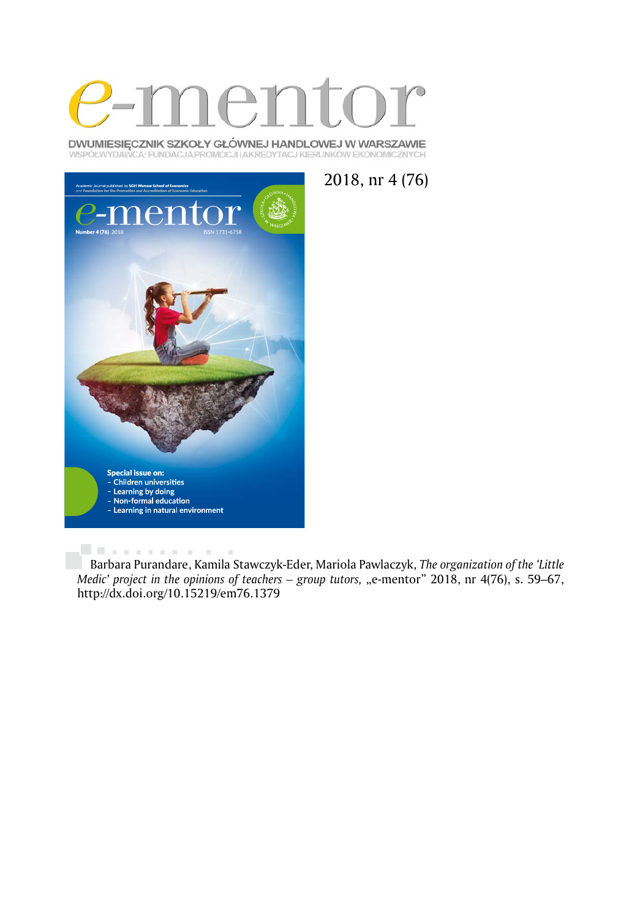# e-mentor

DWUMIESIĘCZNIK SZKOŁY GŁÓWNEJ HANDLOWEJ W WARSZAWIE
WSPÓŁWYDAWCA: FUNDACJA PROMOCJI I AKREDYTACJI KIERUNKÓW EKONOMICZNYCH

2018, nr 4 (76)

Academic Journal published by SGH Warsaw School of Economics and Foundation for the Promotion and Accreditation of Economic Education

e-mentor

Number 4 (76) 2018

ISSN 1731-6758

**Special issue on:**
- Children universities
- Learning by doing
- Non-formal education
- Learning in natural environment

Barbara Purandare, Kamila Stawczyk-Eder, Mariola Pawlaczyk, *The organization of the 'Little Medic' project in the opinions of teachers – group tutors,* „e-mentor" 2018, nr 4(76), s. 59–67, http://dx.doi.org/10.15219/em76.1379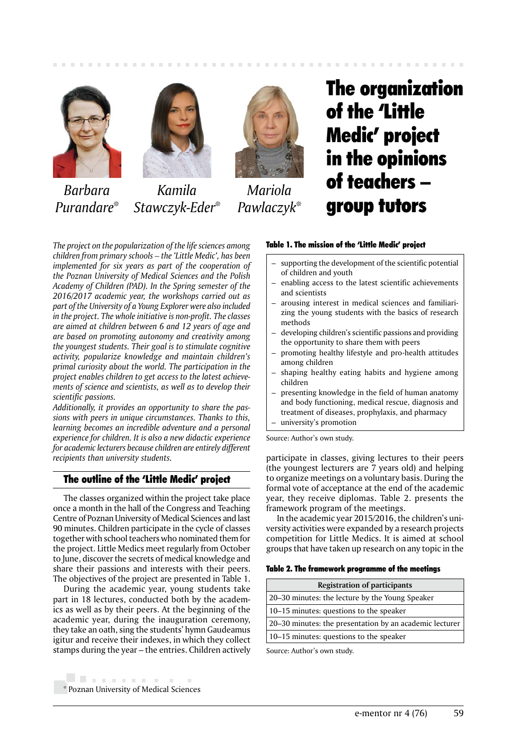# The organization of the 'Little Medic' project in the opinions of teachers – group tutors

*Barbara Purandare*[*] *Kamila Stawczyk-Eder*[*] *Mariola Pawlaczyk*[*]

*The project on the popularization of the life sciences among children from primary schools – the 'Little Medic', has been implemented for six years as part of the cooperation of the Poznan University of Medical Sciences and the Polish Academy of Children (PAD). In the Spring semester of the 2016/2017 academic year, the workshops carried out as part of the University of a Young Explorer were also included in the project. The whole initiative is non-profit. The classes are aimed at children between 6 and 12 years of age and are based on promoting autonomy and creativity among the youngest students. Their goal is to stimulate cognitive activity, popularize knowledge and maintain children's primal curiosity about the world. The participation in the project enables children to get access to the latest achievements of science and scientists, as well as to develop their scientific passions.*

*Additionally, it provides an opportunity to share the passions with peers in unique circumstances. Thanks to this, learning becomes an incredible adventure and a personal experience for children. It is also a new didactic experience for academic lecturers because children are entirely different recipients than university students.*

## The outline of the 'Little Medic' project

The classes organized within the project take place once a month in the hall of the Congress and Teaching Centre of Poznan University of Medical Sciences and last 90 minutes. Children participate in the cycle of classes together with school teachers who nominated them for the project. Little Medics meet regularly from October to June, discover the secrets of medical knowledge and share their passions and interests with their peers. The objectives of the project are presented in Table 1.

**Table 1. The mission of the 'Little Medic' project**

- supporting the development of the scientific potential of children and youth
- enabling access to the latest scientific achievements and scientists
- arousing interest in medical sciences and familiarizing the young students with the basics of research methods
- developing children's scientific passions and providing the opportunity to share them with peers
- promoting healthy lifestyle and pro-health attitudes among children
- shaping healthy eating habits and hygiene among children
- presenting knowledge in the field of human anatomy and body functioning, medical rescue, diagnosis and treatment of diseases, prophylaxis, and pharmacy
- university's promotion

Source: Author's own study.

During the academic year, young students take part in 18 lectures, conducted both by the academics as well as by their peers. At the beginning of the academic year, during the inauguration ceremony, they take an oath, sing the students' hymn Gaudeamus igitur and receive their indexes, in which they collect stamps during the year – the entries. Children actively participate in classes, giving lectures to their peers (the youngest lecturers are 7 years old) and helping to organize meetings on a voluntary basis. During the formal vote of acceptance at the end of the academic year, they receive diplomas. Table 2. presents the framework program of the meetings.

In the academic year 2015/2016, the children's university activities were expanded by a research projects competition for Little Medics. It is aimed at school groups that have taken up research on any topic in the

**Table 2. The framework programme of the meetings**

| Registration of participants |
|---|
| 20–30 minutes: the lecture by the Young Speaker |
| 10–15 minutes: questions to the speaker |
| 20–30 minutes: the presentation by an academic lecturer |
| 10–15 minutes: questions to the speaker |

Source: Author's own study.

[*] Poznan University of Medical Sciences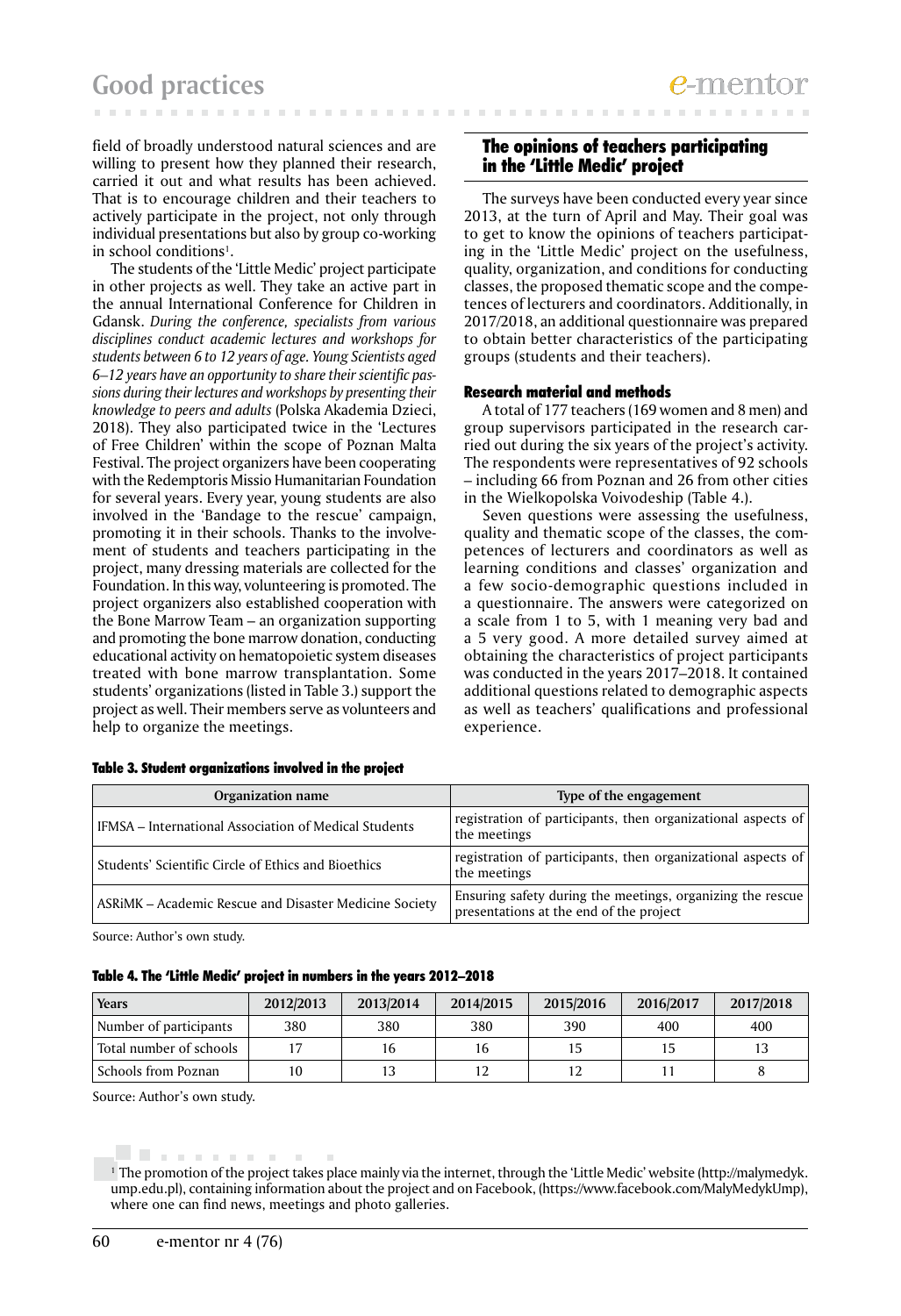field of broadly understood natural sciences and are willing to present how they planned their research, carried it out and what results has been achieved. That is to encourage children and their teachers to actively participate in the project, not only through individual presentations but also by group co-working in school conditions[1].

The students of the 'Little Medic' project participate in other projects as well. They take an active part in the annual International Conference for Children in Gdansk. *During the conference, specialists from various disciplines conduct academic lectures and workshops for students between 6 to 12 years of age. Young Scientists aged 6–12 years have an opportunity to share their scientific passions during their lectures and workshops by presenting their knowledge to peers and adults* (Polska Akademia Dzieci, 2018). They also participated twice in the 'Lectures of Free Children' within the scope of Poznan Malta Festival. The project organizers have been cooperating with the Redemptoris Missio Humanitarian Foundation for several years. Every year, young students are also involved in the 'Bandage to the rescue' campaign, promoting it in their schools. Thanks to the involvement of students and teachers participating in the project, many dressing materials are collected for the Foundation. In this way, volunteering is promoted. The project organizers also established cooperation with the Bone Marrow Team – an organization supporting and promoting the bone marrow donation, conducting educational activity on hematopoietic system diseases treated with bone marrow transplantation. Some students' organizations (listed in Table 3.) support the project as well. Their members serve as volunteers and help to organize the meetings.

## The opinions of teachers participating in the 'Little Medic' project

The surveys have been conducted every year since 2013, at the turn of April and May. Their goal was to get to know the opinions of teachers participating in the 'Little Medic' project on the usefulness, quality, organization, and conditions for conducting classes, the proposed thematic scope and the competences of lecturers and coordinators. Additionally, in 2017/2018, an additional questionnaire was prepared to obtain better characteristics of the participating groups (students and their teachers).

### Research material and methods

A total of 177 teachers (169 women and 8 men) and group supervisors participated in the research carried out during the six years of the project's activity. The respondents were representatives of 92 schools – including 66 from Poznan and 26 from other cities in the Wielkopolska Voivodeship (Table 4.).

Seven questions were assessing the usefulness, quality and thematic scope of the classes, the competences of lecturers and coordinators as well as learning conditions and classes' organization and a few socio-demographic questions included in a questionnaire. The answers were categorized on a scale from 1 to 5, with 1 meaning very bad and a 5 very good. A more detailed survey aimed at obtaining the characteristics of project participants was conducted in the years 2017–2018. It contained additional questions related to demographic aspects as well as teachers' qualifications and professional experience.

**Table 3. Student organizations involved in the project**

| Organization name | Type of the engagement |
|---|---|
| IFMSA – International Association of Medical Students | registration of participants, then organizational aspects of the meetings |
| Students' Scientific Circle of Ethics and Bioethics | registration of participants, then organizational aspects of the meetings |
| ASRiMK – Academic Rescue and Disaster Medicine Society | Ensuring safety during the meetings, organizing the rescue presentations at the end of the project |

Source: Author's own study.

**Table 4. The 'Little Medic' project in numbers in the years 2012–2018**

| Years | 2012/2013 | 2013/2014 | 2014/2015 | 2015/2016 | 2016/2017 | 2017/2018 |
|---|---|---|---|---|---|---|
| Number of participants | 380 | 380 | 380 | 390 | 400 | 400 |
| Total number of schools | 17 | 16 | 16 | 15 | 15 | 13 |
| Schools from Poznan | 10 | 13 | 12 | 12 | 11 | 8 |

Source: Author's own study.

[1] The promotion of the project takes place mainly via the internet, through the 'Little Medic' website (http://malymedyk.ump.edu.pl), containing information about the project and on Facebook, (https://www.facebook.com/MalyMedykUmp), where one can find news, meetings and photo galleries.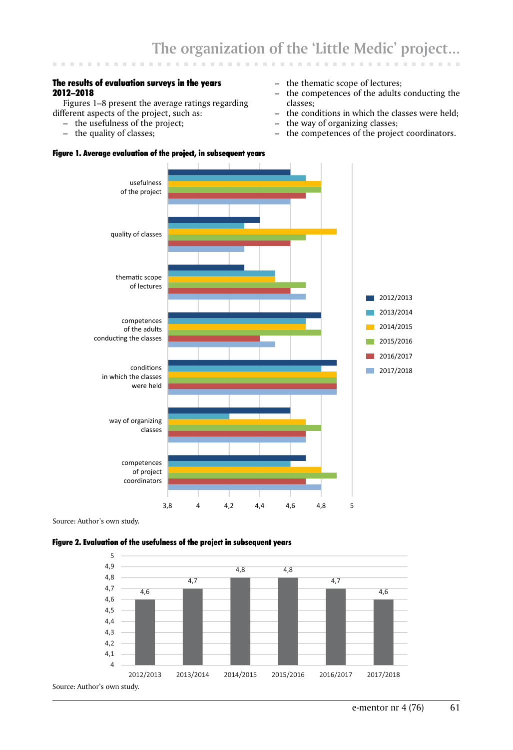### The results of evaluation surveys in the years 2012–2018

Figures 1–8 present the average ratings regarding different aspects of the project, such as:

- the usefulness of the project;
- the quality of classes;
- the thematic scope of lectures;
- the competences of the adults conducting the classes;
- the conditions in which the classes were held;
- the way of organizing classes;
- the competences of the project coordinators.

**Figure 1. Average evaluation of the project, in subsequent years**

Source: Author's own study.

**Figure 2. Evaluation of the usefulness of the project in subsequent years**

Source: Author's own study.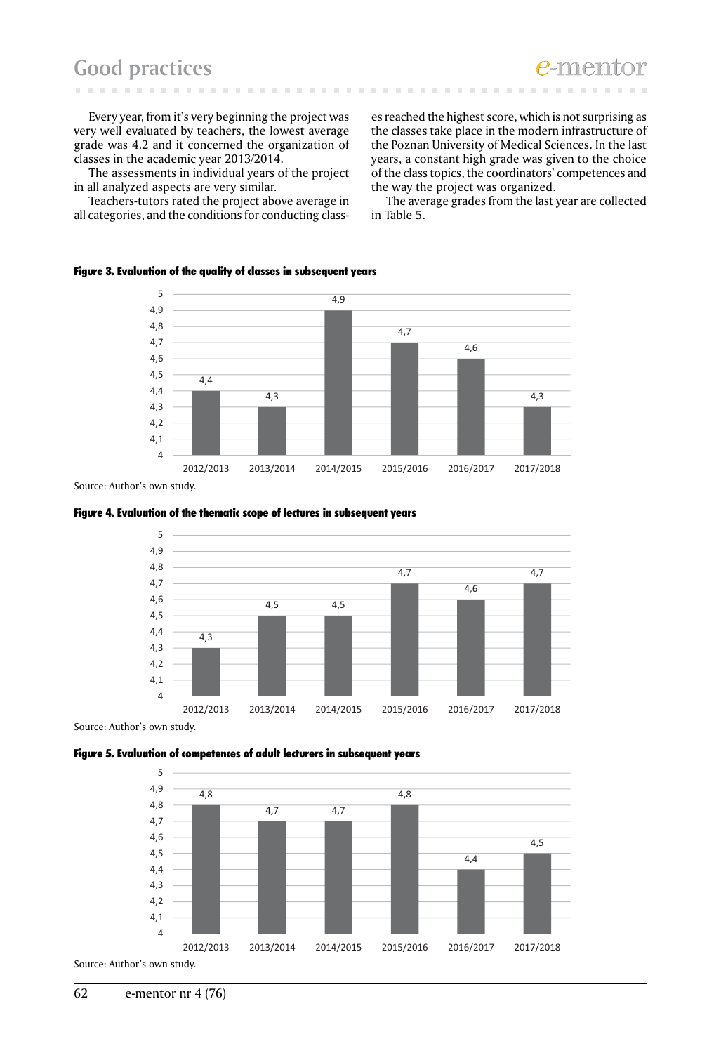Every year, from it's very beginning the project was very well evaluated by teachers, the lowest average grade was 4.2 and it concerned the organization of classes in the academic year 2013/2014.

The assessments in individual years of the project in all analyzed aspects are very similar.

Teachers-tutors rated the project above average in all categories, and the conditions for conducting classes reached the highest score, which is not surprising as the classes take place in the modern infrastructure of the Poznan University of Medical Sciences. In the last years, a constant high grade was given to the choice of the class topics, the coordinators' competences and the way the project was organized.

The average grades from the last year are collected in Table 5.

**Figure 3. Evaluation of the quality of classes in subsequent years**

| 2012/2013 | 2013/2014 | 2014/2015 | 2015/2016 | 2016/2017 | 2017/2018 |
|---|---|---|---|---|---|
| 4,4 | 4,3 | 4,9 | 4,7 | 4,6 | 4,3 |

Source: Author's own study.

**Figure 4. Evaluation of the thematic scope of lectures in subsequent years**

| 2012/2013 | 2013/2014 | 2014/2015 | 2015/2016 | 2016/2017 | 2017/2018 |
|---|---|---|---|---|---|
| 4,3 | 4,5 | 4,5 | 4,7 | 4,6 | 4,7 |

Source: Author's own study.

**Figure 5. Evaluation of competences of adult lecturers in subsequent years**

| 2012/2013 | 2013/2014 | 2014/2015 | 2015/2016 | 2016/2017 | 2017/2018 |
|---|---|---|---|---|---|
| 4,8 | 4,7 | 4,7 | 4,8 | 4,4 | 4,5 |

Source: Author's own study.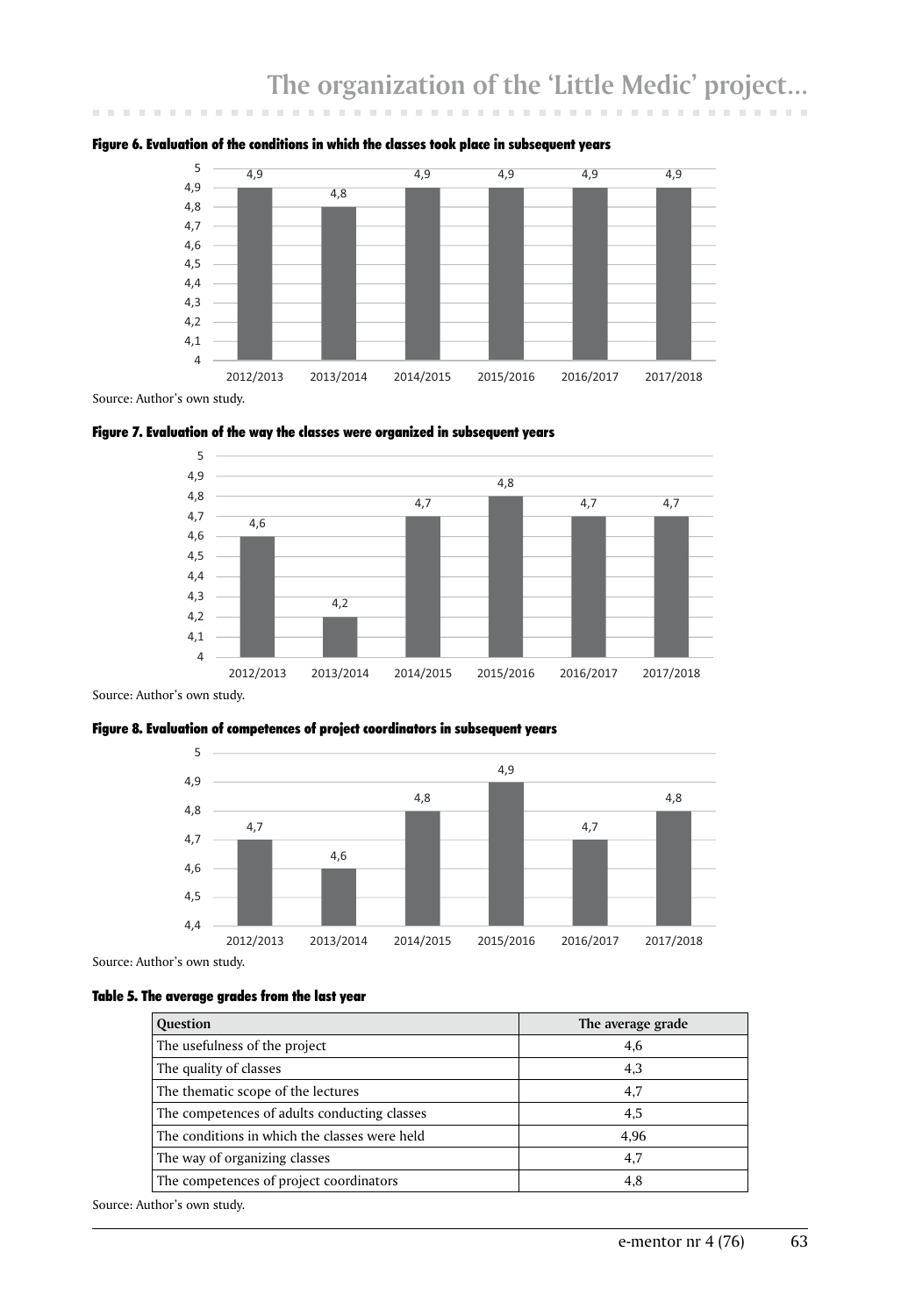**Figure 6. Evaluation of the conditions in which the classes took place in subsequent years**

| Year | Evaluation |
|---|---|
| 2012/2013 | 4,9 |
| 2013/2014 | 4,8 |
| 2014/2015 | 4,9 |
| 2015/2016 | 4,9 |
| 2016/2017 | 4,9 |
| 2017/2018 | 4,9 |

Source: Author's own study.

**Figure 7. Evaluation of the way the classes were organized in subsequent years**

| Year | Evaluation |
|---|---|
| 2012/2013 | 4,6 |
| 2013/2014 | 4,2 |
| 2014/2015 | 4,7 |
| 2015/2016 | 4,8 |
| 2016/2017 | 4,7 |
| 2017/2018 | 4,7 |

Source: Author's own study.

**Figure 8. Evaluation of competences of project coordinators in subsequent years**

| Year | Evaluation |
|---|---|
| 2012/2013 | 4,7 |
| 2013/2014 | 4,6 |
| 2014/2015 | 4,8 |
| 2015/2016 | 4,9 |
| 2016/2017 | 4,7 |
| 2017/2018 | 4,8 |

Source: Author's own study.

**Table 5. The average grades from the last year**

| Question | The average grade |
|---|---|
| The usefulness of the project | 4,6 |
| The quality of classes | 4,3 |
| The thematic scope of the lectures | 4,7 |
| The competences of adults conducting classes | 4,5 |
| The conditions in which the classes were held | 4,96 |
| The way of organizing classes | 4,7 |
| The competences of project coordinators | 4,8 |

Source: Author's own study.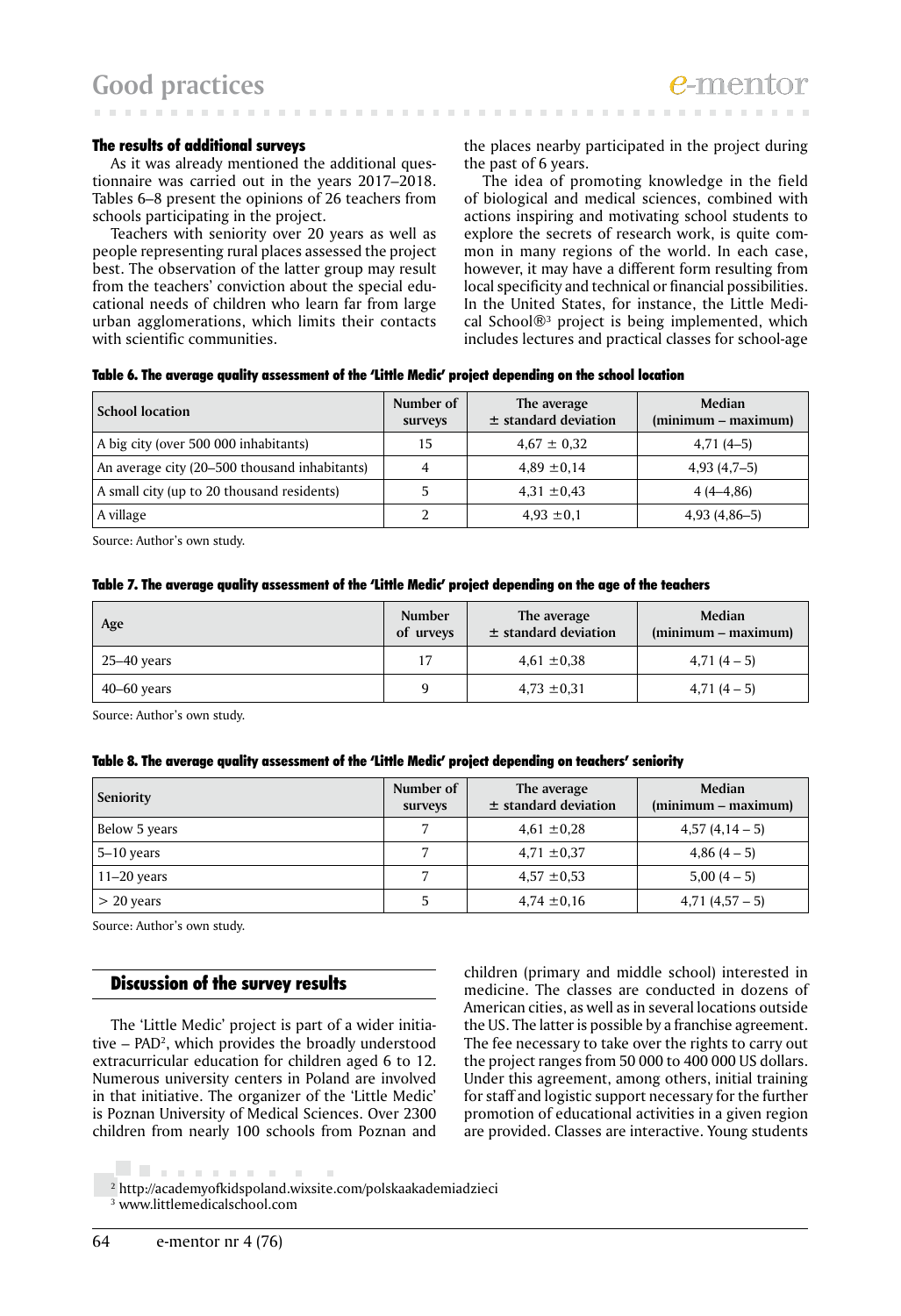### The results of additional surveys

As it was already mentioned the additional questionnaire was carried out in the years 2017–2018. Tables 6–8 present the opinions of 26 teachers from schools participating in the project.

Teachers with seniority over 20 years as well as people representing rural places assessed the project best. The observation of the latter group may result from the teachers' conviction about the special educational needs of children who learn far from large urban agglomerations, which limits their contacts with scientific communities.

the places nearby participated in the project during the past of 6 years.

The idea of promoting knowledge in the field of biological and medical sciences, combined with actions inspiring and motivating school students to explore the secrets of research work, is quite common in many regions of the world. In each case, however, it may have a different form resulting from local specificity and technical or financial possibilities. In the United States, for instance, the Little Medical School®[3] project is being implemented, which includes lectures and practical classes for school-age

**Table 6. The average quality assessment of the 'Little Medic' project depending on the school location**

| School location | Number of surveys | The average ± standard deviation | Median (minimum – maximum) |
|---|---|---|---|
| A big city (over 500 000 inhabitants) | 15 | 4,67 ± 0,32 | 4,71 (4–5) |
| An average city (20–500 thousand inhabitants) | 4 | 4,89 ±0,14 | 4,93 (4,7–5) |
| A small city (up to 20 thousand residents) | 5 | 4,31 ±0,43 | 4 (4–4,86) |
| A village | 2 | 4,93 ±0,1 | 4,93 (4,86–5) |

Source: Author's own study.

**Table 7. The average quality assessment of the 'Little Medic' project depending on the age of the teachers**

| Age | Number of urveys | The average ± standard deviation | Median (minimum – maximum) |
|---|---|---|---|
| 25–40 years | 17 | 4,61 ±0,38 | 4,71 (4 – 5) |
| 40–60 years | 9 | 4,73 ±0,31 | 4,71 (4 – 5) |

Source: Author's own study.

**Table 8. The average quality assessment of the 'Little Medic' project depending on teachers' seniority**

| Seniority | Number of surveys | The average ± standard deviation | Median (minimum – maximum) |
|---|---|---|---|
| Below 5 years | 7 | 4,61 ±0,28 | 4,57 (4,14 – 5) |
| 5–10 years | 7 | 4,71 ±0,37 | 4,86 (4 – 5) |
| 11–20 years | 7 | 4,57 ±0,53 | 5,00 (4 – 5) |
| > 20 years | 5 | 4,74 ±0,16 | 4,71 (4,57 – 5) |

Source: Author's own study.

## Discussion of the survey results

The 'Little Medic' project is part of a wider initiative – PAD[2], which provides the broadly understood extracurricular education for children aged 6 to 12. Numerous university centers in Poland are involved in that initiative. The organizer of the 'Little Medic' is Poznan University of Medical Sciences. Over 2300 children from nearly 100 schools from Poznan and

children (primary and middle school) interested in medicine. The classes are conducted in dozens of American cities, as well as in several locations outside the US. The latter is possible by a franchise agreement. The fee necessary to take over the rights to carry out the project ranges from 50 000 to 400 000 US dollars. Under this agreement, among others, initial training for staff and logistic support necessary for the further promotion of educational activities in a given region are provided. Classes are interactive. Young students

[2] http://academyofkidspoland.wixsite.com/polskaakademiadzieci

[3] www.littlemedicalschool.com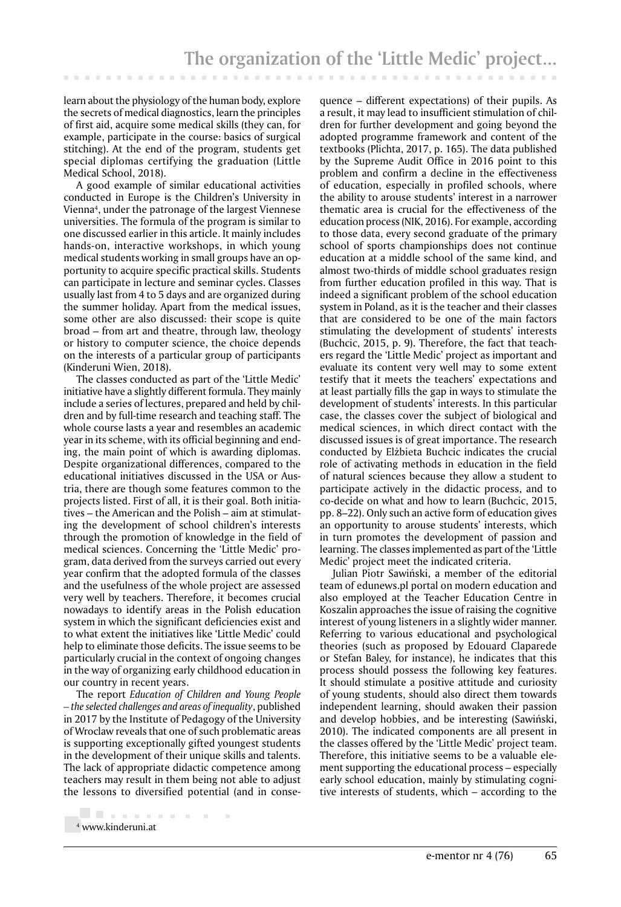learn about the physiology of the human body, explore the secrets of medical diagnostics, learn the principles of first aid, acquire some medical skills (they can, for example, participate in the course: basics of surgical stitching). At the end of the program, students get special diplomas certifying the graduation (Little Medical School, 2018).

A good example of similar educational activities conducted in Europe is the Children's University in Vienna[4], under the patronage of the largest Viennese universities. The formula of the program is similar to one discussed earlier in this article. It mainly includes hands-on, interactive workshops, in which young medical students working in small groups have an opportunity to acquire specific practical skills. Students can participate in lecture and seminar cycles. Classes usually last from 4 to 5 days and are organized during the summer holiday. Apart from the medical issues, some other are also discussed: their scope is quite broad – from art and theatre, through law, theology or history to computer science, the choice depends on the interests of a particular group of participants (Kinderuni Wien, 2018).

The classes conducted as part of the 'Little Medic' initiative have a slightly different formula. They mainly include a series of lectures, prepared and held by children and by full-time research and teaching staff. The whole course lasts a year and resembles an academic year in its scheme, with its official beginning and ending, the main point of which is awarding diplomas. Despite organizational differences, compared to the educational initiatives discussed in the USA or Austria, there are though some features common to the projects listed. First of all, it is their goal. Both initiatives – the American and the Polish – aim at stimulating the development of school children's interests through the promotion of knowledge in the field of medical sciences. Concerning the 'Little Medic' program, data derived from the surveys carried out every year confirm that the adopted formula of the classes and the usefulness of the whole project are assessed very well by teachers. Therefore, it becomes crucial nowadays to identify areas in the Polish education system in which the significant deficiencies exist and to what extent the initiatives like 'Little Medic' could help to eliminate those deficits. The issue seems to be particularly crucial in the context of ongoing changes in the way of organizing early childhood education in our country in recent years.

The report *Education of Children and Young People – the selected challenges and areas of inequality*, published in 2017 by the Institute of Pedagogy of the University of Wroclaw reveals that one of such problematic areas is supporting exceptionally gifted youngest students in the development of their unique skills and talents. The lack of appropriate didactic competence among teachers may result in them being not able to adjust the lessons to diversified potential (and in consequence – different expectations) of their pupils. As a result, it may lead to insufficient stimulation of children for further development and going beyond the adopted programme framework and content of the textbooks (Plichta, 2017, p. 165). The data published by the Supreme Audit Office in 2016 point to this problem and confirm a decline in the effectiveness of education, especially in profiled schools, where the ability to arouse students' interest in a narrower thematic area is crucial for the effectiveness of the education process (NIK, 2016). For example, according to those data, every second graduate of the primary school of sports championships does not continue education at a middle school of the same kind, and almost two-thirds of middle school graduates resign from further education profiled in this way. That is indeed a significant problem of the school education system in Poland, as it is the teacher and their classes that are considered to be one of the main factors stimulating the development of students' interests (Buchcic, 2015, p. 9). Therefore, the fact that teachers regard the 'Little Medic' project as important and evaluate its content very well may to some extent testify that it meets the teachers' expectations and at least partially fills the gap in ways to stimulate the development of students' interests. In this particular case, the classes cover the subject of biological and medical sciences, in which direct contact with the discussed issues is of great importance. The research conducted by Elżbieta Buchcic indicates the crucial role of activating methods in education in the field of natural sciences because they allow a student to participate actively in the didactic process, and to co-decide on what and how to learn (Buchcic, 2015, pp. 8–22). Only such an active form of education gives an opportunity to arouse students' interests, which in turn promotes the development of passion and learning. The classes implemented as part of the 'Little Medic' project meet the indicated criteria.

Julian Piotr Sawiński, a member of the editorial team of edunews.pl portal on modern education and also employed at the Teacher Education Centre in Koszalin approaches the issue of raising the cognitive interest of young listeners in a slightly wider manner. Referring to various educational and psychological theories (such as proposed by Edouard Claparede or Stefan Baley, for instance), he indicates that this process should possess the following key features. It should stimulate a positive attitude and curiosity of young students, should also direct them towards independent learning, should awaken their passion and develop hobbies, and be interesting (Sawiński, 2010). The indicated components are all present in the classes offered by the 'Little Medic' project team. Therefore, this initiative seems to be a valuable element supporting the educational process – especially early school education, mainly by stimulating cognitive interests of students, which – according to the

[4] www.kinderuni.at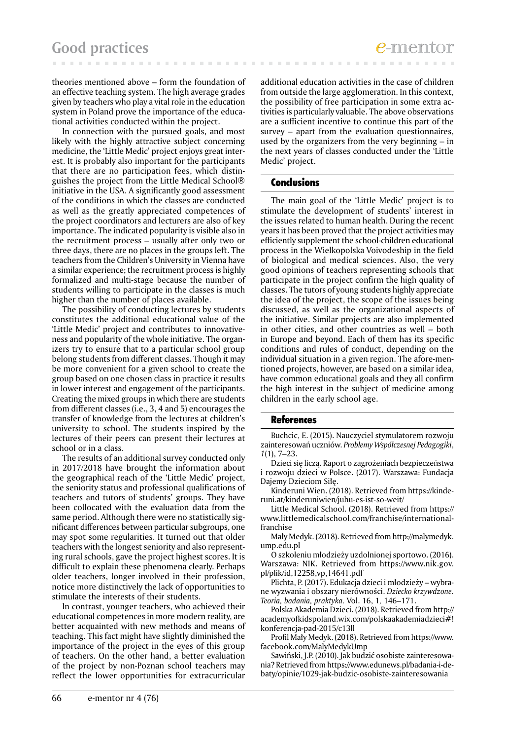theories mentioned above – form the foundation of an effective teaching system. The high average grades given by teachers who play a vital role in the education system in Poland prove the importance of the educational activities conducted within the project.

In connection with the pursued goals, and most likely with the highly attractive subject concerning medicine, the 'Little Medic' project enjoys great interest. It is probably also important for the participants that there are no participation fees, which distinguishes the project from the Little Medical School® initiative in the USA. A significantly good assessment of the conditions in which the classes are conducted as well as the greatly appreciated competences of the project coordinators and lecturers are also of key importance. The indicated popularity is visible also in the recruitment process – usually after only two or three days, there are no places in the groups left. The teachers from the Children's University in Vienna have a similar experience; the recruitment process is highly formalized and multi-stage because the number of students willing to participate in the classes is much higher than the number of places available.

The possibility of conducting lectures by students constitutes the additional educational value of the 'Little Medic' project and contributes to innovativeness and popularity of the whole initiative. The organizers try to ensure that to a particular school group belong students from different classes. Though it may be more convenient for a given school to create the group based on one chosen class in practice it results in lower interest and engagement of the participants. Creating the mixed groups in which there are students from different classes (i.e., 3, 4 and 5) encourages the transfer of knowledge from the lectures at children's university to school. The students inspired by the lectures of their peers can present their lectures at school or in a class.

The results of an additional survey conducted only in 2017/2018 have brought the information about the geographical reach of the 'Little Medic' project, the seniority status and professional qualifications of teachers and tutors of students' groups. They have been collocated with the evaluation data from the same period. Although there were no statistically significant differences between particular subgroups, one may spot some regularities. It turned out that older teachers with the longest seniority and also representing rural schools, gave the project highest scores. It is difficult to explain these phenomena clearly. Perhaps older teachers, longer involved in their profession, notice more distinctively the lack of opportunities to stimulate the interests of their students.

In contrast, younger teachers, who achieved their educational competences in more modern reality, are better acquainted with new methods and means of teaching. This fact might have slightly diminished the importance of the project in the eyes of this group of teachers. On the other hand, a better evaluation of the project by non-Poznan school teachers may reflect the lower opportunities for extracurricular additional education activities in the case of children from outside the large agglomeration. In this context, the possibility of free participation in some extra activities is particularly valuable. The above observations are a sufficient incentive to continue this part of the survey – apart from the evaluation questionnaires, used by the organizers from the very beginning – in the next years of classes conducted under the 'Little Medic' project.

## Conclusions

The main goal of the 'Little Medic' project is to stimulate the development of students' interest in the issues related to human health. During the recent years it has been proved that the project activities may efficiently supplement the school-children educational process in the Wielkopolska Voivodeship in the field of biological and medical sciences. Also, the very good opinions of teachers representing schools that participate in the project confirm the high quality of classes. The tutors of young students highly appreciate the idea of the project, the scope of the issues being discussed, as well as the organizational aspects of the initiative. Similar projects are also implemented in other cities, and other countries as well – both in Europe and beyond. Each of them has its specific conditions and rules of conduct, depending on the individual situation in a given region. The afore-mentioned projects, however, are based on a similar idea, have common educational goals and they all confirm the high interest in the subject of medicine among children in the early school age.

## References

Buchcic, E. (2015). Nauczyciel stymulatorem rozwoju zainteresowań uczniów. *Problemy Współczesnej Pedagogiki*, *1*(1), 7–23.

Dzieci się liczą. Raport o zagrożeniach bezpieczeństwa i rozwoju dzieci w Polsce. (2017). Warszawa: Fundacja Dajemy Dzieciom Siłę.

Kinderuni Wien. (2018). Retrieved from https://kinderuni.at/kinderuniwien/juhu-es-ist-so-weit/

Little Medical School. (2018). Retrieved from https://www.littlemedicalschool.com/franchise/international-franchise

Mały Medyk. (2018). Retrieved from http://malymedyk.ump.edu.pl

O szkoleniu młodzieży uzdolnionej sportowo. (2016). Warszawa: NIK. Retrieved from https://www.nik.gov.pl/plik/id,12258,vp,14641.pdf

Plichta, P. (2017). Edukacja dzieci i młodzieży – wybrane wyzwania i obszary nierówności. *Dziecko krzywdzone. Teoria, badania, praktyka*. Vol. 16, 1, 146–171.

Polska Akademia Dzieci. (2018). Retrieved from http://academyofkidspoland.wix.com/polskaakademiadzieci#!konferencja-pad-2015/c13ll

Profil Mały Medyk. (2018). Retrieved from https://www.facebook.com/MalyMedykUmp

Sawiński, J.P. (2010). Jak budzić osobiste zainteresowania? Retrieved from https://www.edunews.pl/badania-i-debaty/opinie/1029-jak-budzic-osobiste-zainteresowania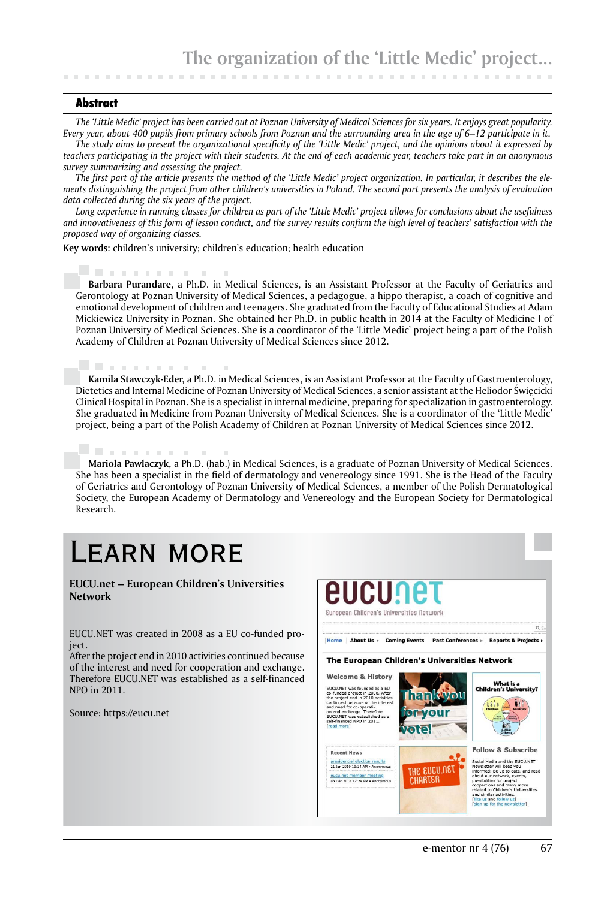## Abstract

*The 'Little Medic' project has been carried out at Poznan University of Medical Sciences for six years. It enjoys great popularity. Every year, about 400 pupils from primary schools from Poznan and the surrounding area in the age of 6–12 participate in it.*

*The study aims to present the organizational specificity of the 'Little Medic' project, and the opinions about it expressed by teachers participating in the project with their students. At the end of each academic year, teachers take part in an anonymous survey summarizing and assessing the project.*

*The first part of the article presents the method of the 'Little Medic' project organization. In particular, it describes the elements distinguishing the project from other children's universities in Poland. The second part presents the analysis of evaluation data collected during the six years of the project.*

*Long experience in running classes for children as part of the 'Little Medic' project allows for conclusions about the usefulness and innovativeness of this form of lesson conduct, and the survey results confirm the high level of teachers' satisfaction with the proposed way of organizing classes.*

**Key words**: children's university; children's education; health education

**Barbara Purandare**, a Ph.D. in Medical Sciences, is an Assistant Professor at the Faculty of Geriatrics and Gerontology at Poznan University of Medical Sciences, a pedagogue, a hippo therapist, a coach of cognitive and emotional development of children and teenagers. She graduated from the Faculty of Educational Studies at Adam Mickiewicz University in Poznan. She obtained her Ph.D. in public health in 2014 at the Faculty of Medicine I of Poznan University of Medical Sciences. She is a coordinator of the 'Little Medic' project being a part of the Polish Academy of Children at Poznan University of Medical Sciences since 2012.

**Kamila Stawczyk-Eder**, a Ph.D. in Medical Sciences, is an Assistant Professor at the Faculty of Gastroenterology, Dietetics and Internal Medicine of Poznan University of Medical Sciences, a senior assistant at the Heliodor Święcicki Clinical Hospital in Poznan. She is a specialist in internal medicine, preparing for specialization in gastroenterology. She graduated in Medicine from Poznan University of Medical Sciences. She is a coordinator of the 'Little Medic' project, being a part of the Polish Academy of Children at Poznan University of Medical Sciences since 2012.

**Mariola Pawlaczyk**, a Ph.D. (hab.) in Medical Sciences, is a graduate of Poznan University of Medical Sciences. She has been a specialist in the field of dermatology and venereology since 1991. She is the Head of the Faculty of Geriatrics and Gerontology of Poznan University of Medical Sciences, a member of the Polish Dermatological Society, the European Academy of Dermatology and Venereology and the European Society for Dermatological Research.

## Learn more

**EUCU.net – European Children's Universities Network**

EUCU.NET was created in 2008 as a EU co-funded project.
After the project end in 2010 activities continued because of the interest and need for cooperation and exchange. Therefore EUCU.NET was established as a self-financed NPO in 2011.

Source: https://eucu.net